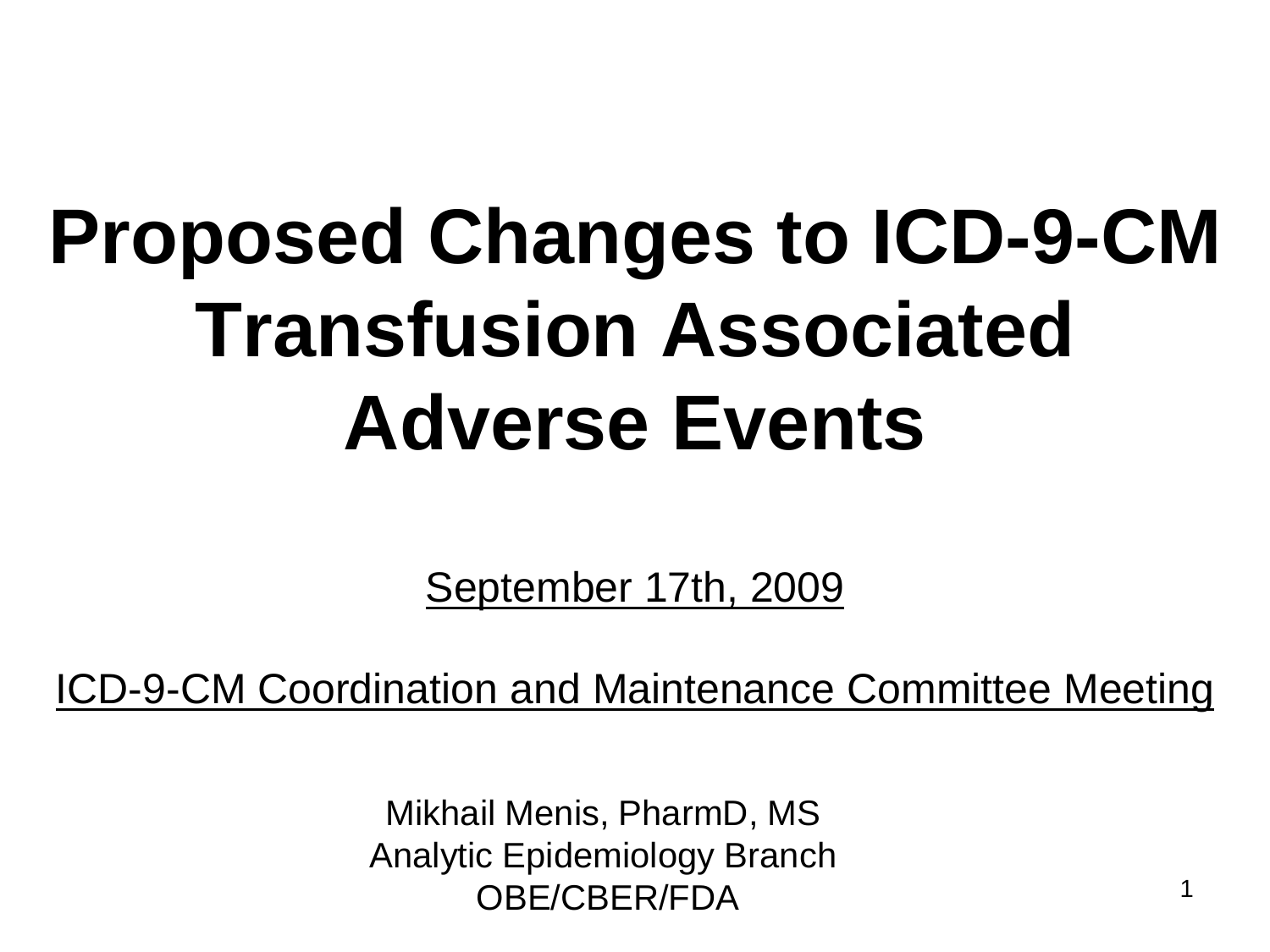# Proposed Changes to ICD-9-CM Transfusion Associated Adverse Events

September 17th, 2009

ICD-9-CM Coordination and Maintenance Committee Meeting

Mikhail Menis, PharmD, MS
Analytic Epidemiology Branch
OBE/CBER/FDA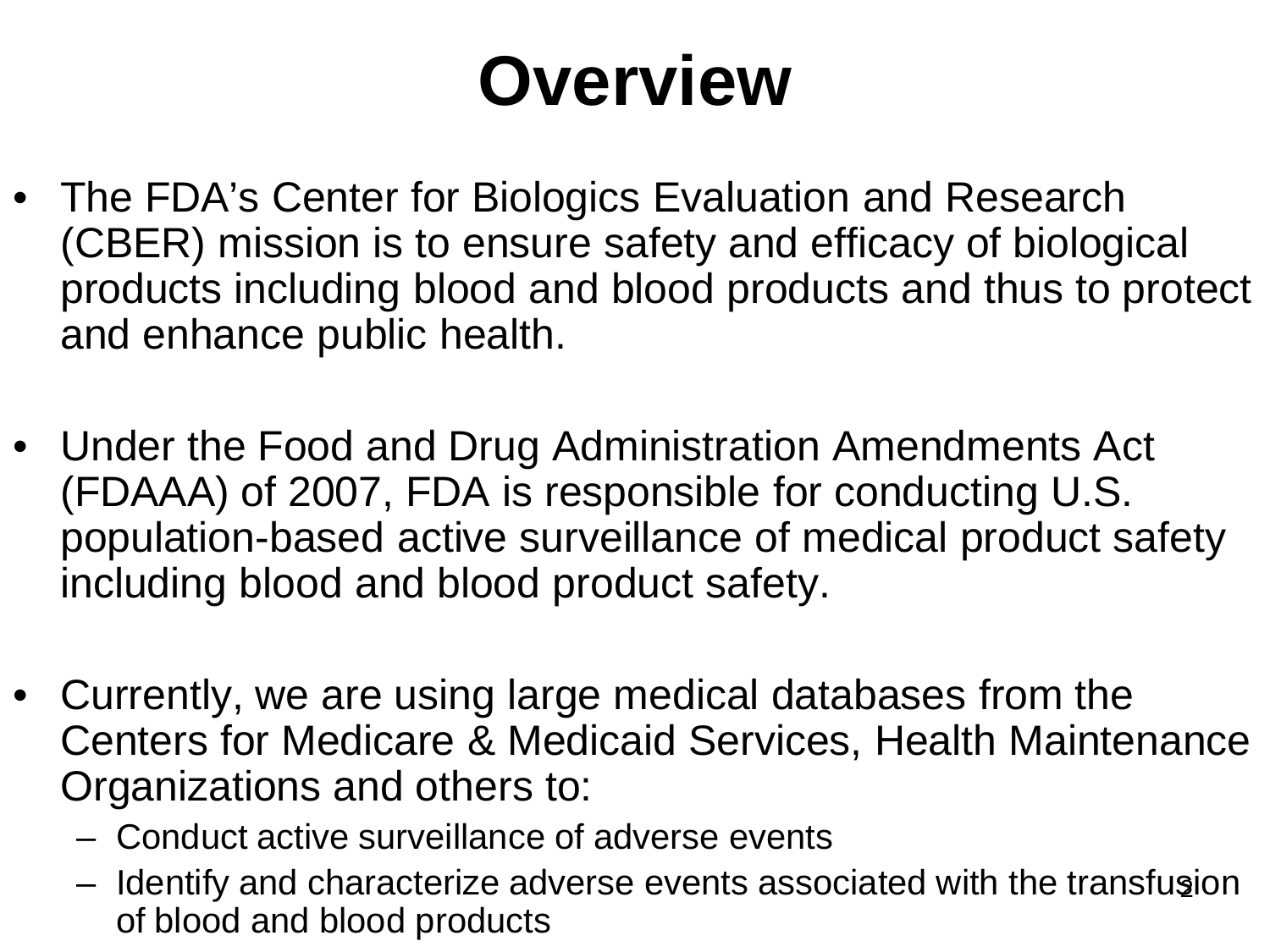# Overview

- The FDA's Center for Biologics Evaluation and Research (CBER) mission is to ensure safety and efficacy of biological products including blood and blood products and thus to protect and enhance public health.

- Under the Food and Drug Administration Amendments Act (FDAAA) of 2007, FDA is responsible for conducting U.S. population-based active surveillance of medical product safety including blood and blood product safety.

- Currently, we are using large medical databases from the Centers for Medicare & Medicaid Services, Health Maintenance Organizations and others to:
  - Conduct active surveillance of adverse events
  - Identify and characterize adverse events associated with the transfusion of blood and blood products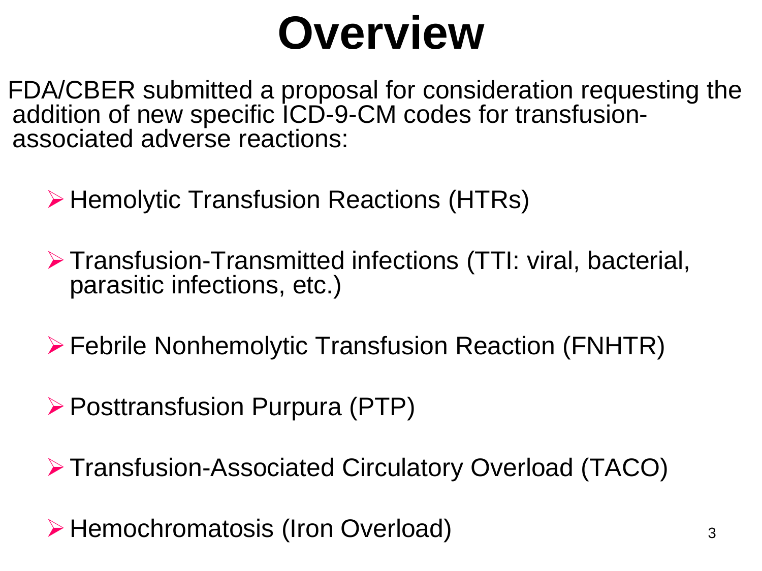# Overview

FDA/CBER submitted a proposal for consideration requesting the addition of new specific ICD-9-CM codes for transfusion-associated adverse reactions:

- Hemolytic Transfusion Reactions (HTRs)
- Transfusion-Transmitted infections (TTI: viral, bacterial, parasitic infections, etc.)
- Febrile Nonhemolytic Transfusion Reaction (FNHTR)
- Posttransfusion Purpura (PTP)
- Transfusion-Associated Circulatory Overload (TACO)
- Hemochromatosis (Iron Overload)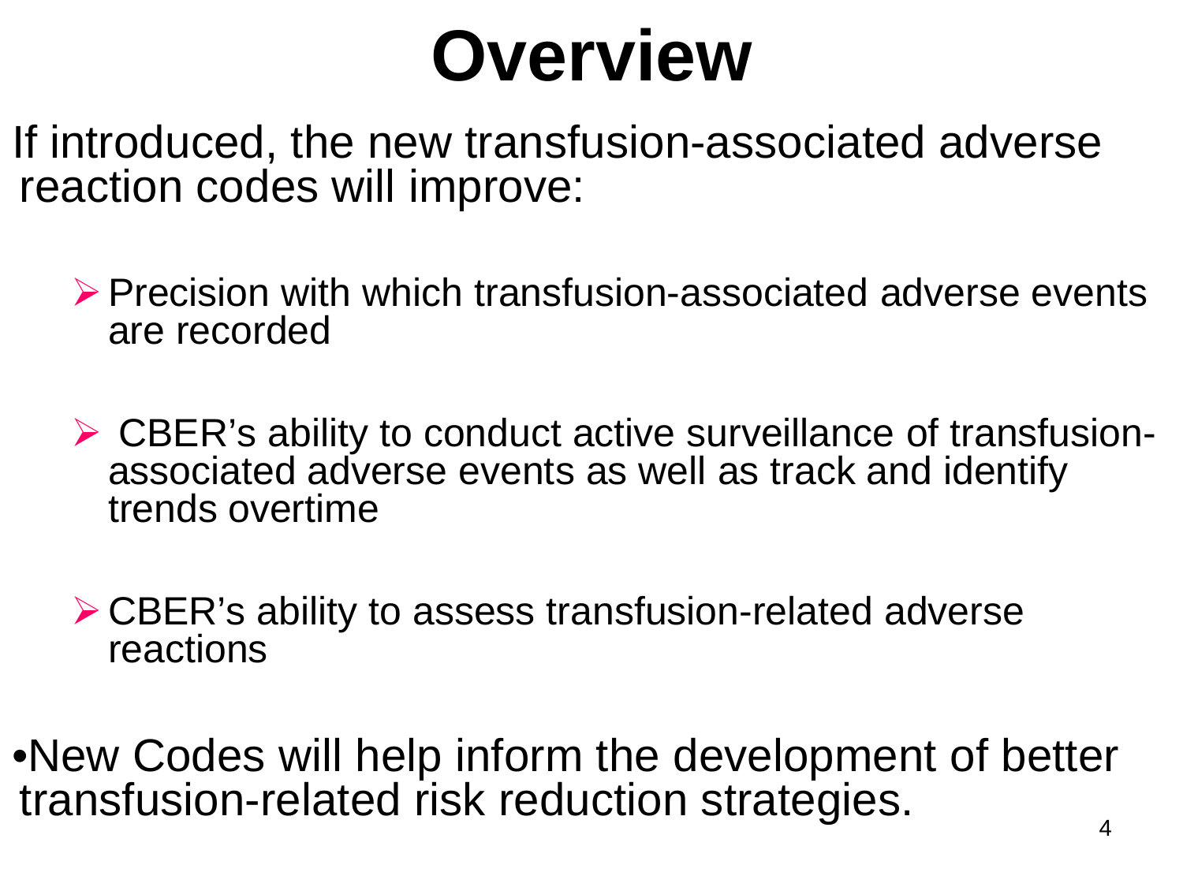# Overview

If introduced, the new transfusion-associated adverse reaction codes will improve:

- Precision with which transfusion-associated adverse events are recorded
- CBER's ability to conduct active surveillance of transfusion-associated adverse events as well as track and identify trends overtime
- CBER's ability to assess transfusion-related adverse reactions

- New Codes will help inform the development of better transfusion-related risk reduction strategies.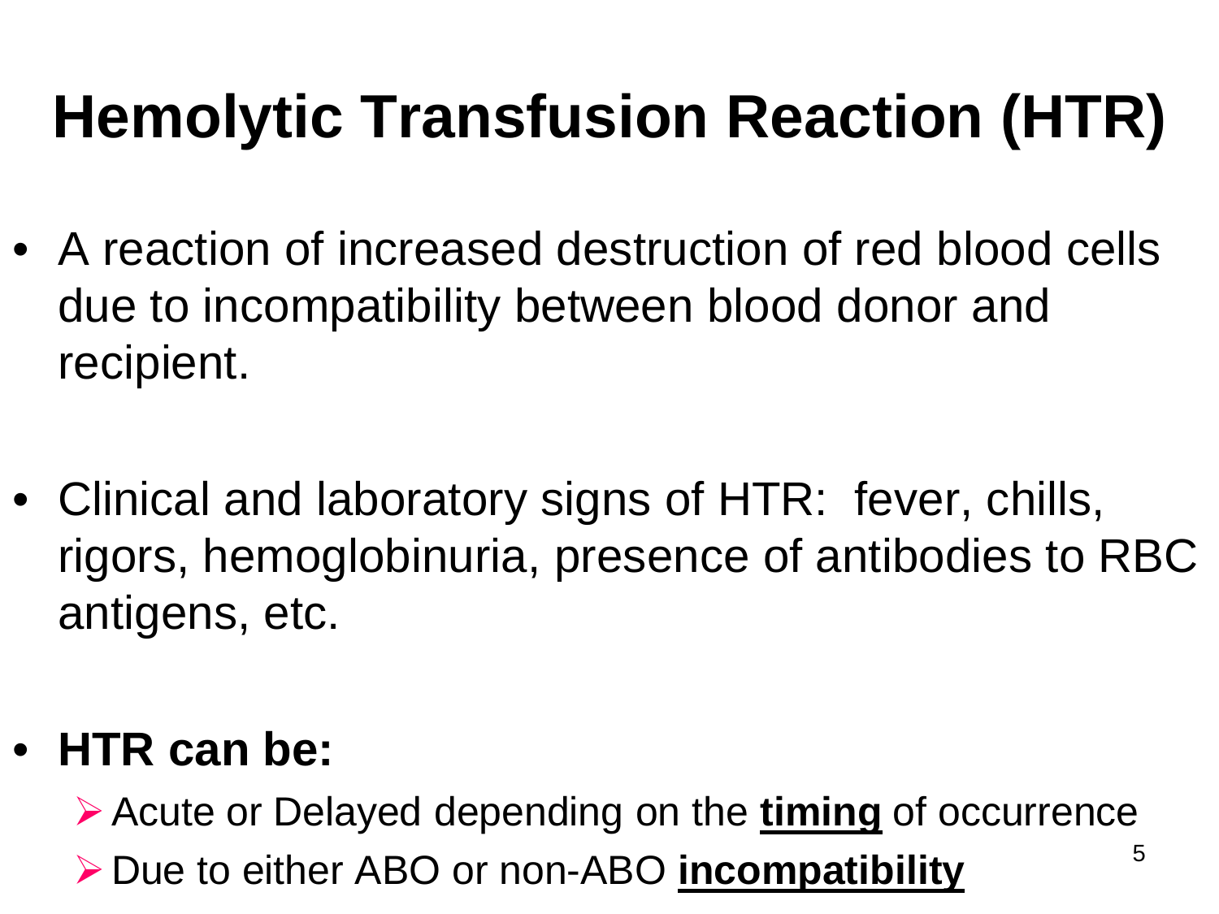# Hemolytic Transfusion Reaction (HTR)

- A reaction of increased destruction of red blood cells due to incompatibility between blood donor and recipient.

- Clinical and laboratory signs of HTR: fever, chills, rigors, hemoglobinuria, presence of antibodies to RBC antigens, etc.

- **HTR can be:**
  - Acute or Delayed depending on the **timing** of occurrence
  - Due to either ABO or non-ABO **incompatibility**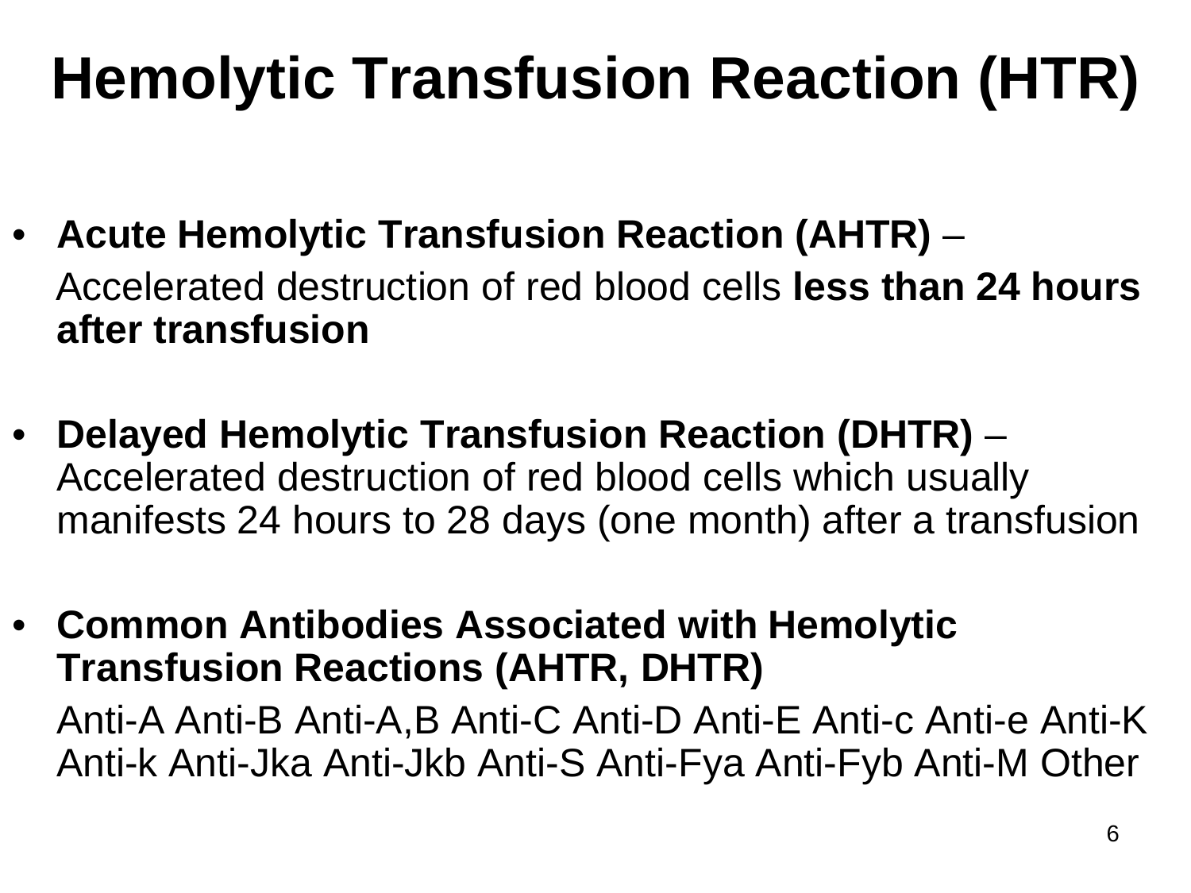# Hemolytic Transfusion Reaction (HTR)

- **Acute Hemolytic Transfusion Reaction (AHTR)** – Accelerated destruction of red blood cells **less than 24 hours after transfusion**

- **Delayed Hemolytic Transfusion Reaction (DHTR)** – Accelerated destruction of red blood cells which usually manifests 24 hours to 28 days (one month) after a transfusion

- **Common Antibodies Associated with Hemolytic Transfusion Reactions (AHTR, DHTR)**

  Anti-A Anti-B Anti-A,B Anti-C Anti-D Anti-E Anti-c Anti-e Anti-K Anti-k Anti-Jka Anti-Jkb Anti-S Anti-Fya Anti-Fyb Anti-M Other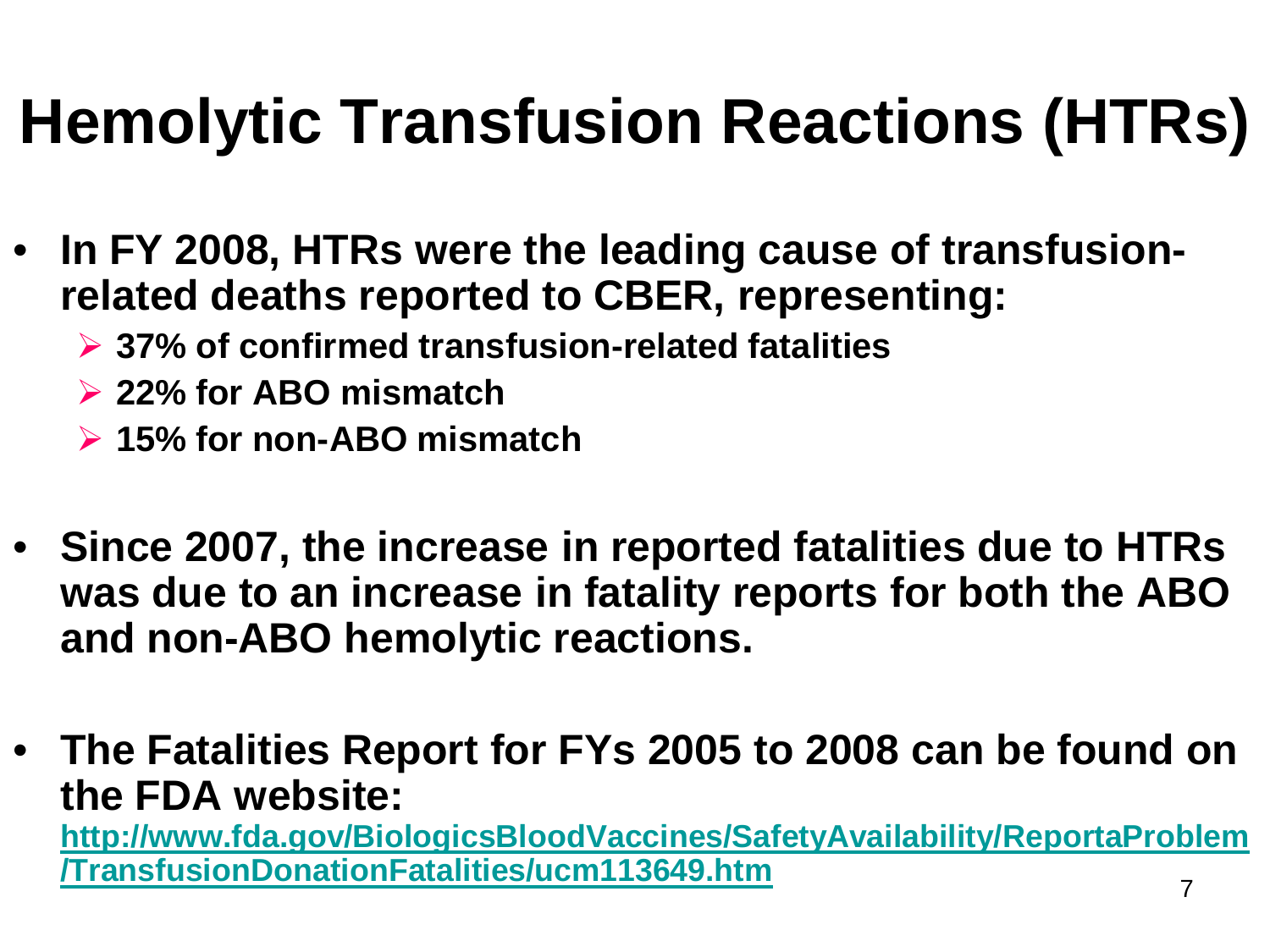# Hemolytic Transfusion Reactions (HTRs)

- **In FY 2008, HTRs were the leading cause of transfusion-related deaths reported to CBER, representing:**
  - **37% of confirmed transfusion-related fatalities**
  - **22% for ABO mismatch**
  - **15% for non-ABO mismatch**

- **Since 2007, the increase in reported fatalities due to HTRs was due to an increase in fatality reports for both the ABO and non-ABO hemolytic reactions.**

- **The Fatalities Report for FYs 2005 to 2008 can be found on the FDA website:**
  **http://www.fda.gov/BiologicsBloodVaccines/SafetyAvailability/ReportaProblem/TransfusionDonationFatalities/ucm113649.htm**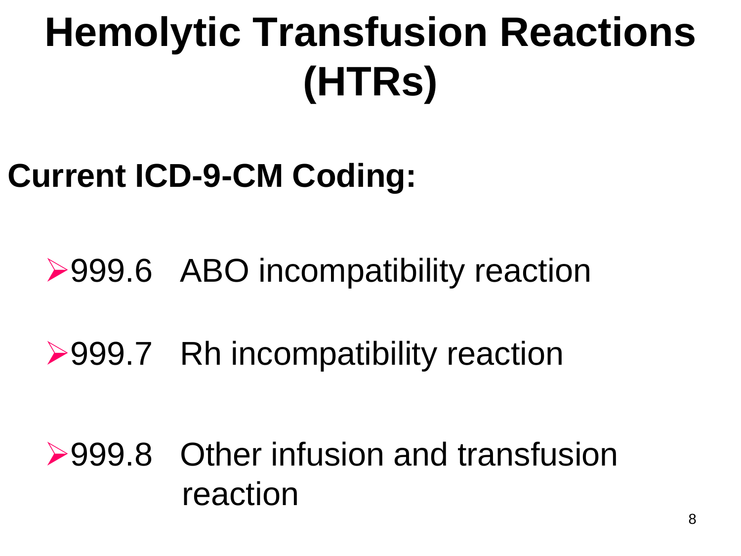# Hemolytic Transfusion Reactions (HTRs)

## Current ICD-9-CM Coding:

- 999.6 ABO incompatibility reaction
- 999.7 Rh incompatibility reaction
- 999.8 Other infusion and transfusion reaction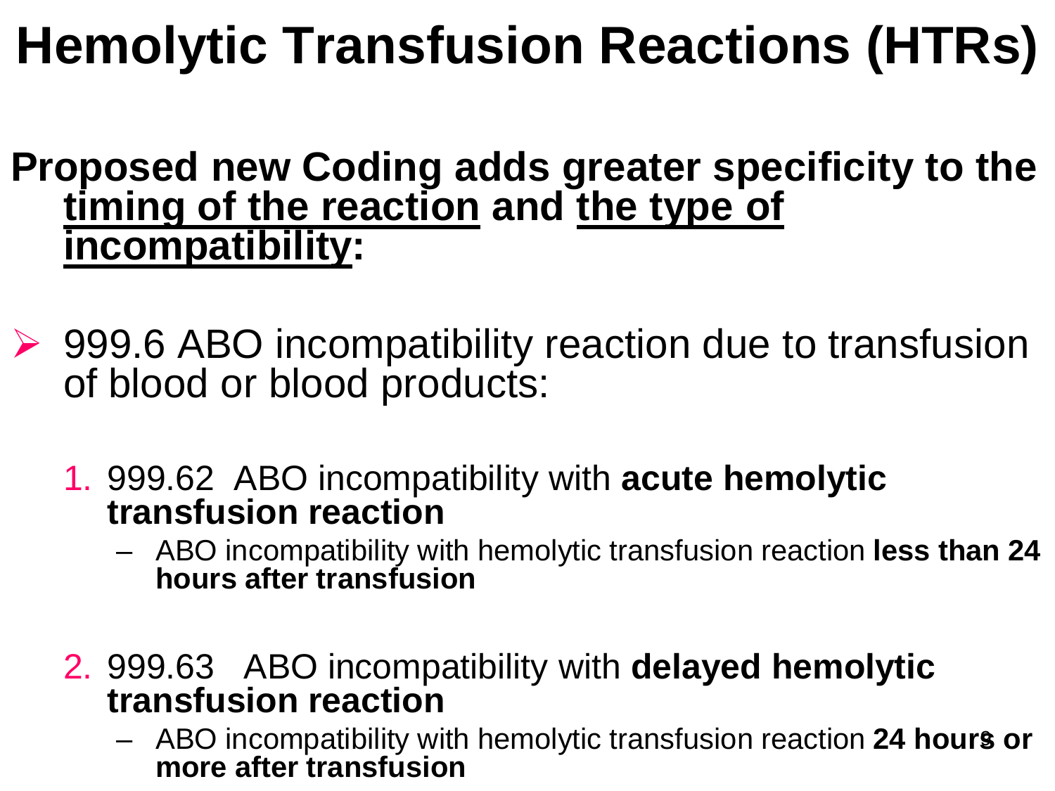# Hemolytic Transfusion Reactions (HTRs)

**Proposed new Coding adds greater specificity to the timing of the reaction and the type of incompatibility:**

- 999.6 ABO incompatibility reaction due to transfusion of blood or blood products:

  1. 999.62 ABO incompatibility with **acute hemolytic transfusion reaction**
     - ABO incompatibility with hemolytic transfusion reaction **less than 24 hours after transfusion**

  2. 999.63 ABO incompatibility with **delayed hemolytic transfusion reaction**
     - ABO incompatibility with hemolytic transfusion reaction **24 hours or more after transfusion**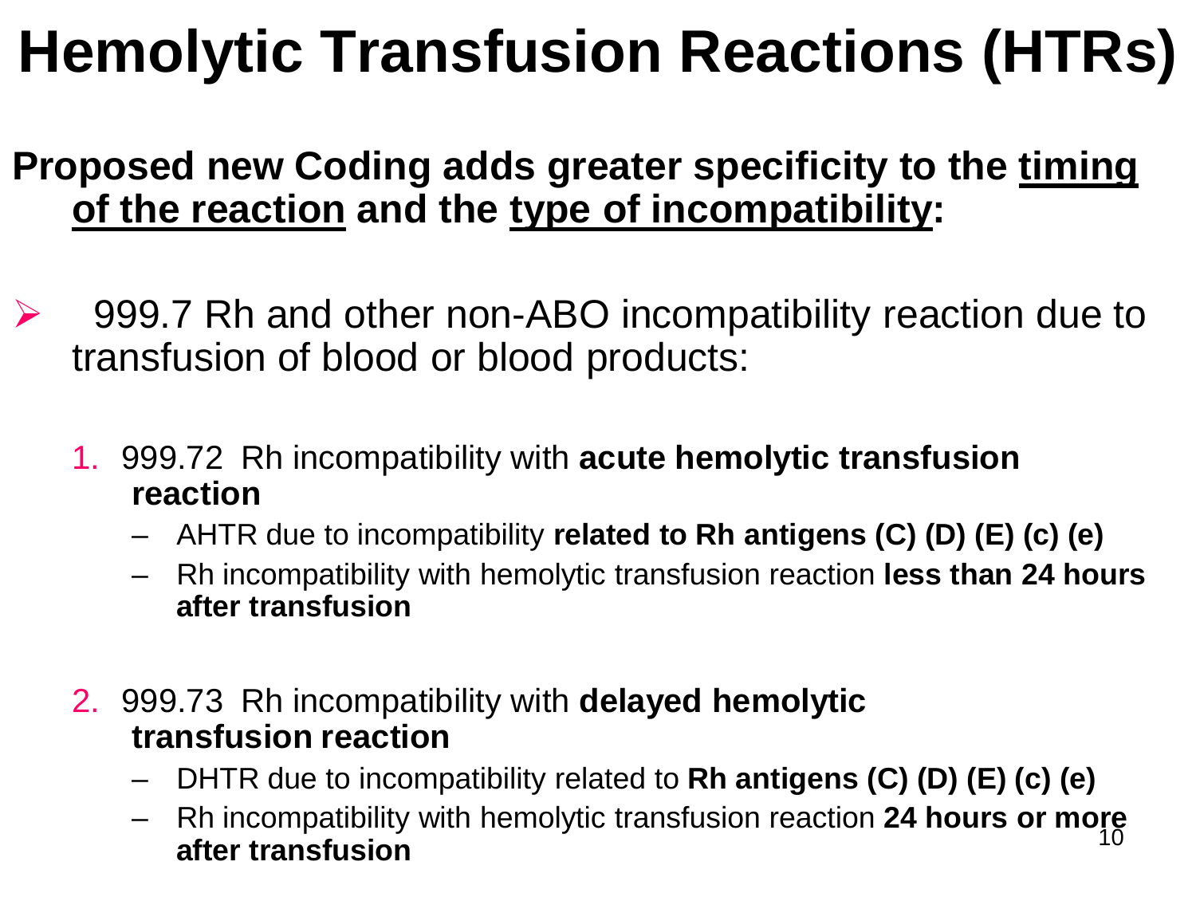# Hemolytic Transfusion Reactions (HTRs)

**Proposed new Coding adds greater specificity to the timing of the reaction and the type of incompatibility:**

- 999.7 Rh and other non-ABO incompatibility reaction due to transfusion of blood or blood products:

  1. 999.72 Rh incompatibility with **acute hemolytic transfusion reaction**
     - AHTR due to incompatibility **related to Rh antigens (C) (D) (E) (c) (e)**
     - Rh incompatibility with hemolytic transfusion reaction **less than 24 hours after transfusion**

  2. 999.73 Rh incompatibility with **delayed hemolytic transfusion reaction**
     - DHTR due to incompatibility related to **Rh antigens (C) (D) (E) (c) (e)**
     - Rh incompatibility with hemolytic transfusion reaction **24 hours or more after transfusion**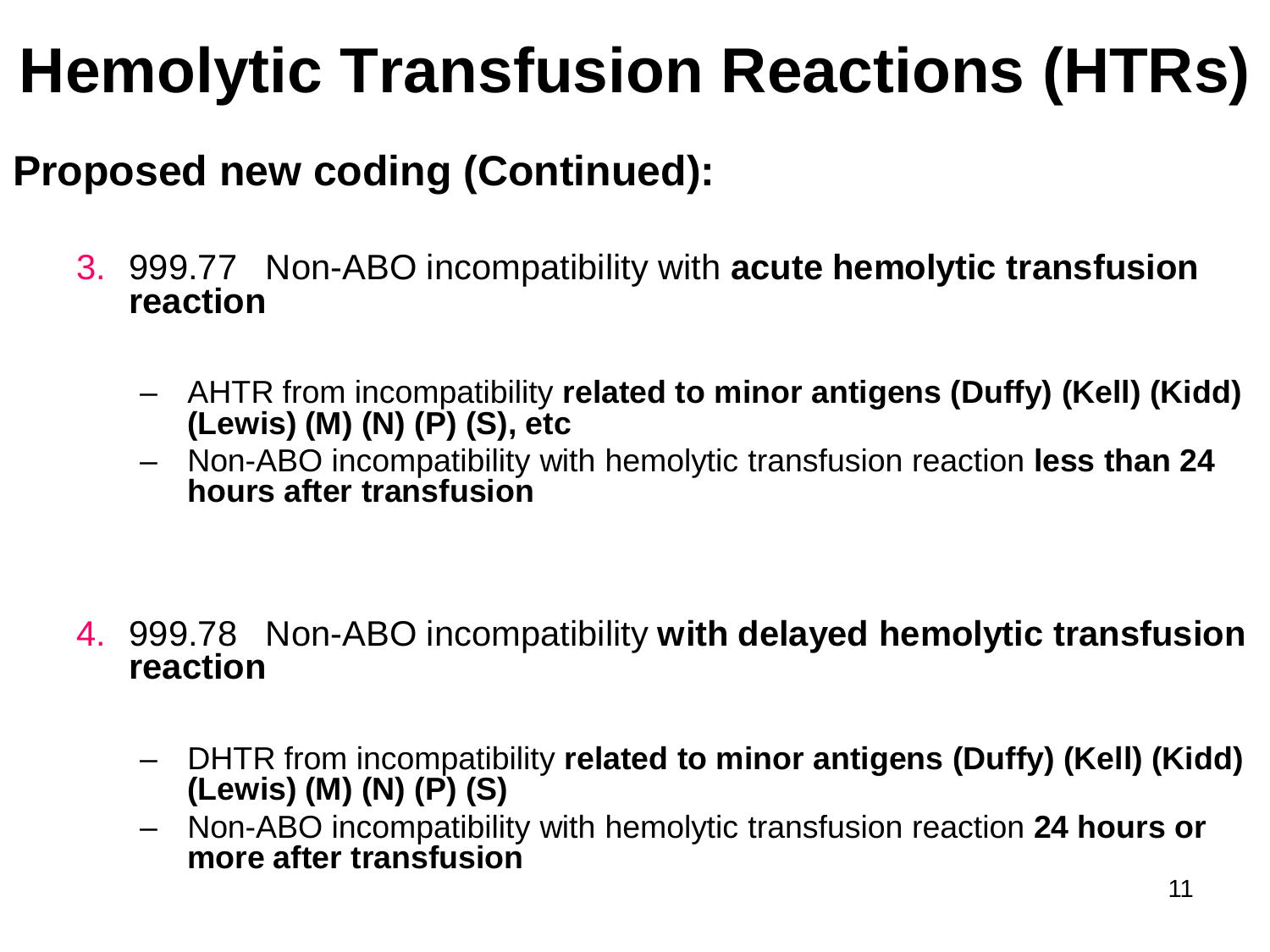# Hemolytic Transfusion Reactions (HTRs)

## Proposed new coding (Continued):

3. 999.77 Non-ABO incompatibility with **acute hemolytic transfusion reaction**

   - AHTR from incompatibility **related to minor antigens (Duffy) (Kell) (Kidd) (Lewis) (M) (N) (P) (S), etc**
   - Non-ABO incompatibility with hemolytic transfusion reaction **less than 24 hours after transfusion**

4. 999.78 Non-ABO incompatibility **with delayed hemolytic transfusion reaction**

   - DHTR from incompatibility **related to minor antigens (Duffy) (Kell) (Kidd) (Lewis) (M) (N) (P) (S)**
   - Non-ABO incompatibility with hemolytic transfusion reaction **24 hours or more after transfusion**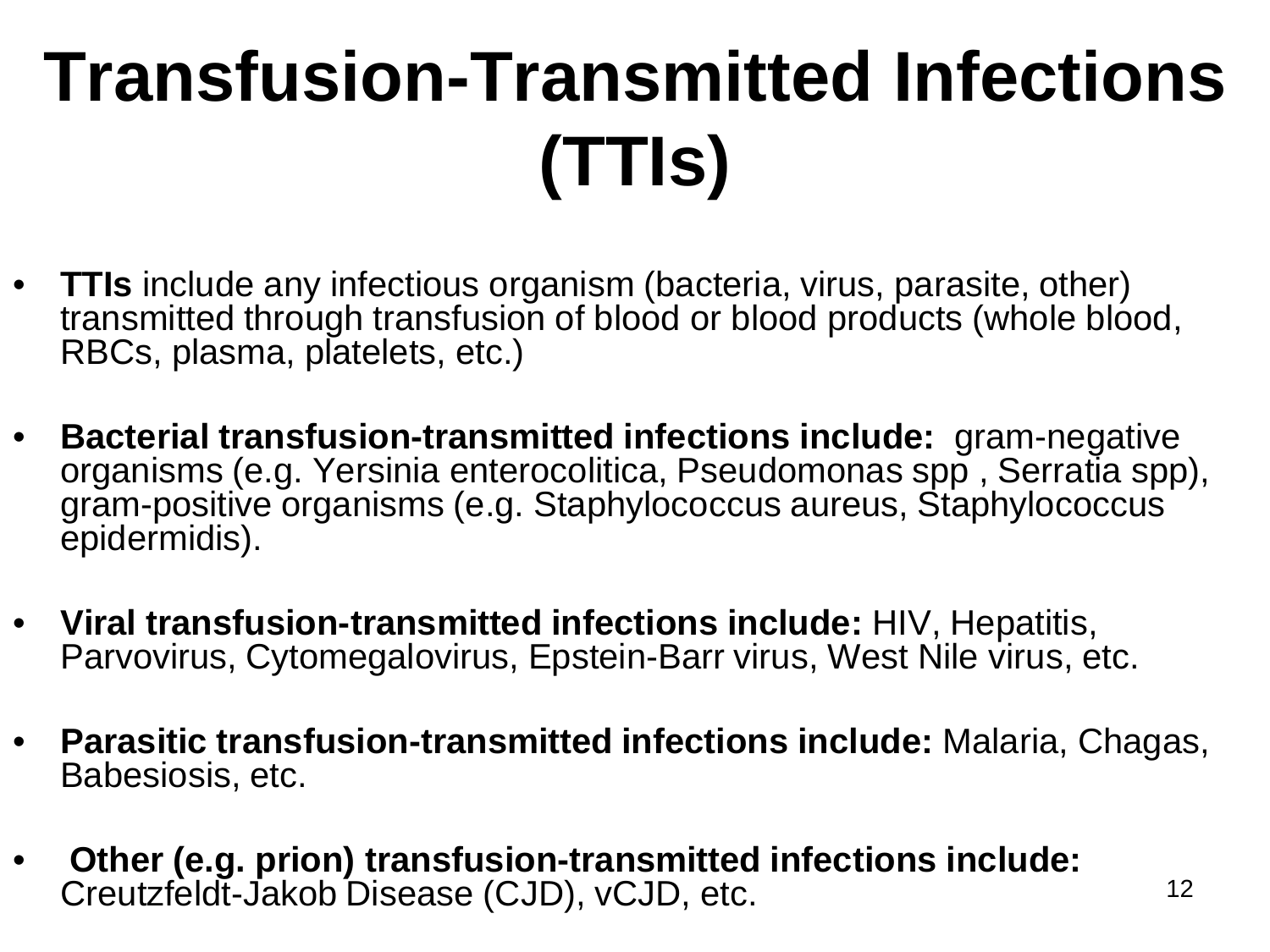# Transfusion-Transmitted Infections (TTIs)

- **TTIs** include any infectious organism (bacteria, virus, parasite, other) transmitted through transfusion of blood or blood products (whole blood, RBCs, plasma, platelets, etc.)

- **Bacterial transfusion-transmitted infections include:** gram-negative organisms (e.g. Yersinia enterocolitica, Pseudomonas spp , Serratia spp), gram-positive organisms (e.g. Staphylococcus aureus, Staphylococcus epidermidis).

- **Viral transfusion-transmitted infections include:** HIV, Hepatitis, Parvovirus, Cytomegalovirus, Epstein-Barr virus, West Nile virus, etc.

- **Parasitic transfusion-transmitted infections include:** Malaria, Chagas, Babesiosis, etc.

- **Other (e.g. prion) transfusion-transmitted infections include:** Creutzfeldt-Jakob Disease (CJD), vCJD, etc.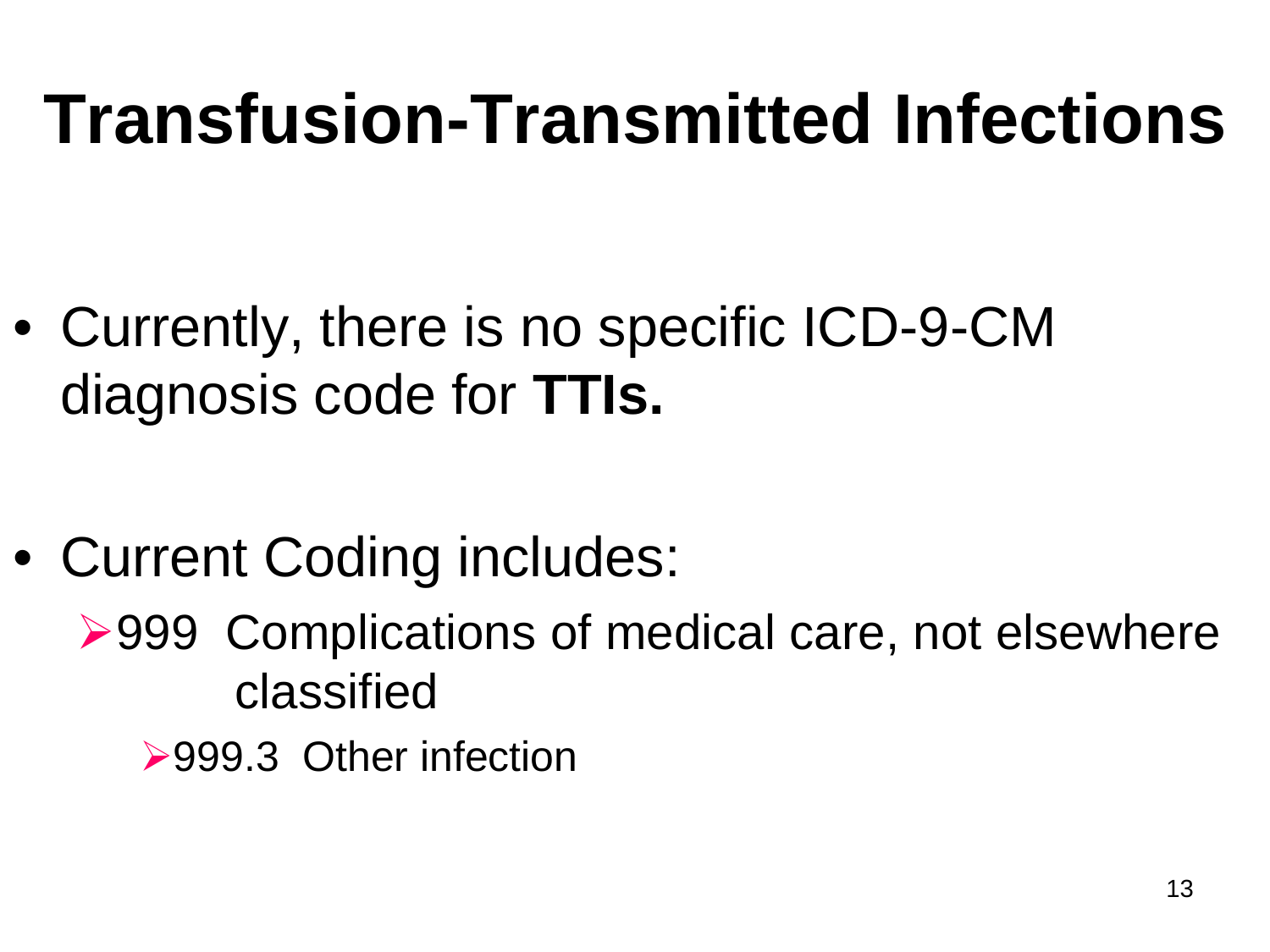# Transfusion-Transmitted Infections

- Currently, there is no specific ICD-9-CM diagnosis code for **TTIs.**

- Current Coding includes:
  - 999 Complications of medical care, not elsewhere classified
    - 999.3 Other infection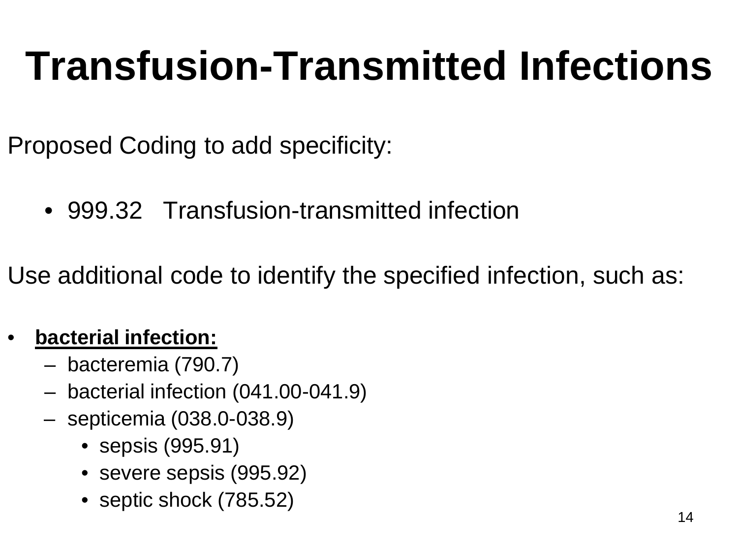# Transfusion-Transmitted Infections

Proposed Coding to add specificity:

- 999.32 Transfusion-transmitted infection

Use additional code to identify the specified infection, such as:

- **bacterial infection:**
  - bacteremia (790.7)
  - bacterial infection (041.00-041.9)
  - septicemia (038.0-038.9)
    - sepsis (995.91)
    - severe sepsis (995.92)
    - septic shock (785.52)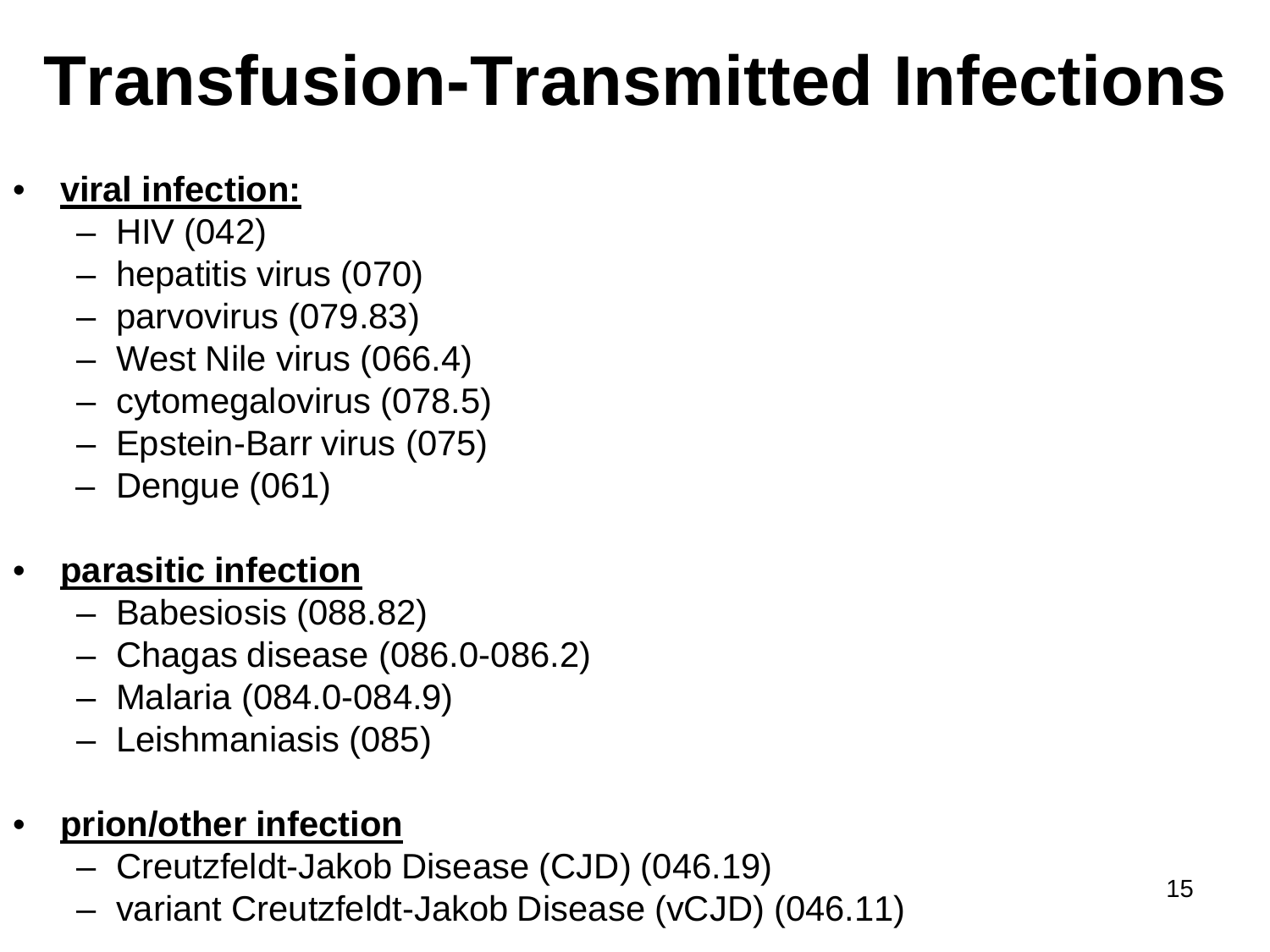# Transfusion-Transmitted Infections

- **viral infection:**
  - HIV (042)
  - hepatitis virus (070)
  - parvovirus (079.83)
  - West Nile virus (066.4)
  - cytomegalovirus (078.5)
  - Epstein-Barr virus (075)
  - Dengue (061)

- **parasitic infection**
  - Babesiosis (088.82)
  - Chagas disease (086.0-086.2)
  - Malaria (084.0-084.9)
  - Leishmaniasis (085)

- **prion/other infection**
  - Creutzfeldt-Jakob Disease (CJD) (046.19)
  - variant Creutzfeldt-Jakob Disease (vCJD) (046.11)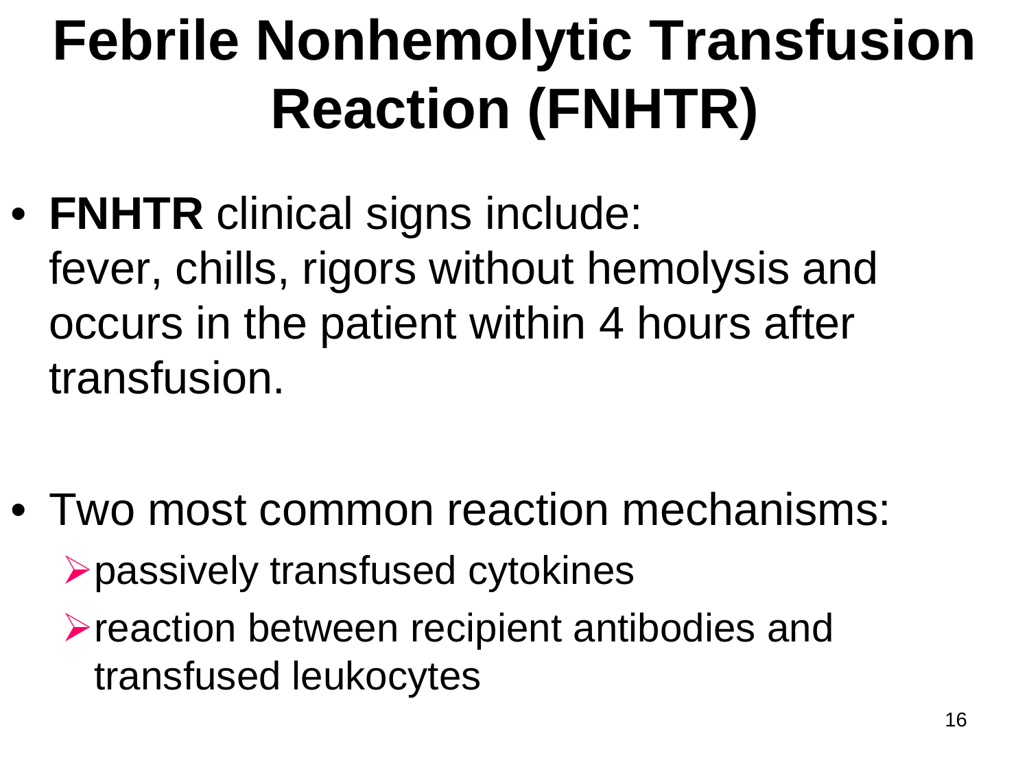# Febrile Nonhemolytic Transfusion Reaction (FNHTR)

- **FNHTR** clinical signs include: fever, chills, rigors without hemolysis and occurs in the patient within 4 hours after transfusion.

- Two most common reaction mechanisms:
  - passively transfused cytokines
  - reaction between recipient antibodies and transfused leukocytes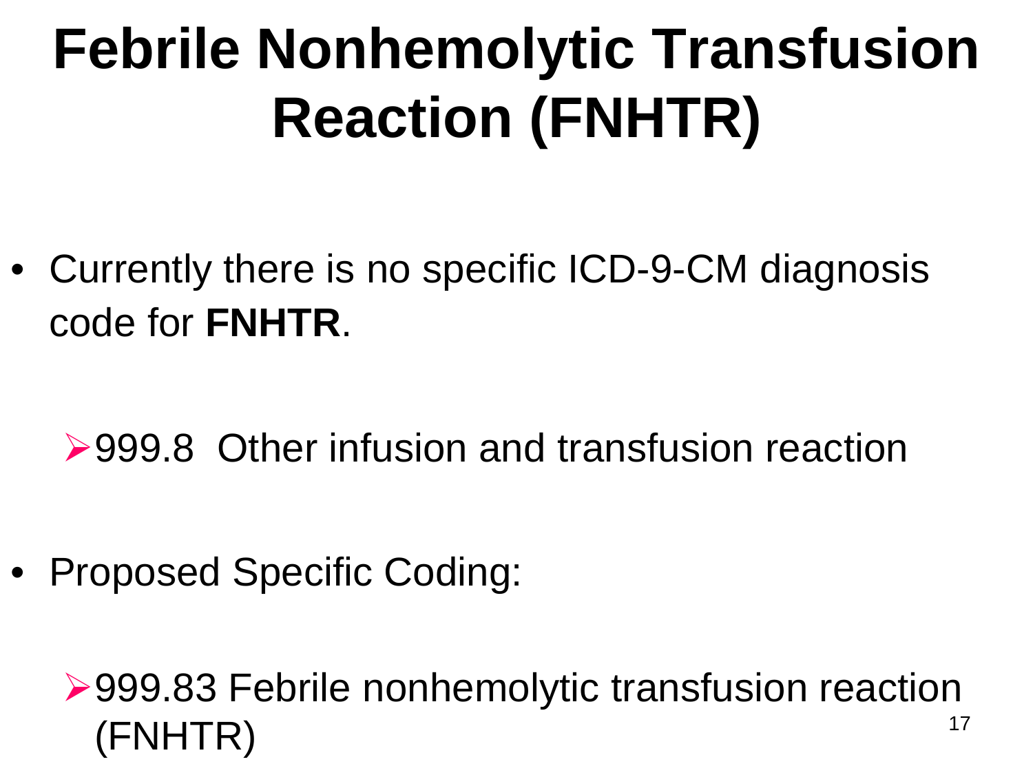# Febrile Nonhemolytic Transfusion Reaction (FNHTR)

- Currently there is no specific ICD-9-CM diagnosis code for **FNHTR**.
  - 999.8 Other infusion and transfusion reaction
- Proposed Specific Coding:
  - 999.83 Febrile nonhemolytic transfusion reaction (FNHTR)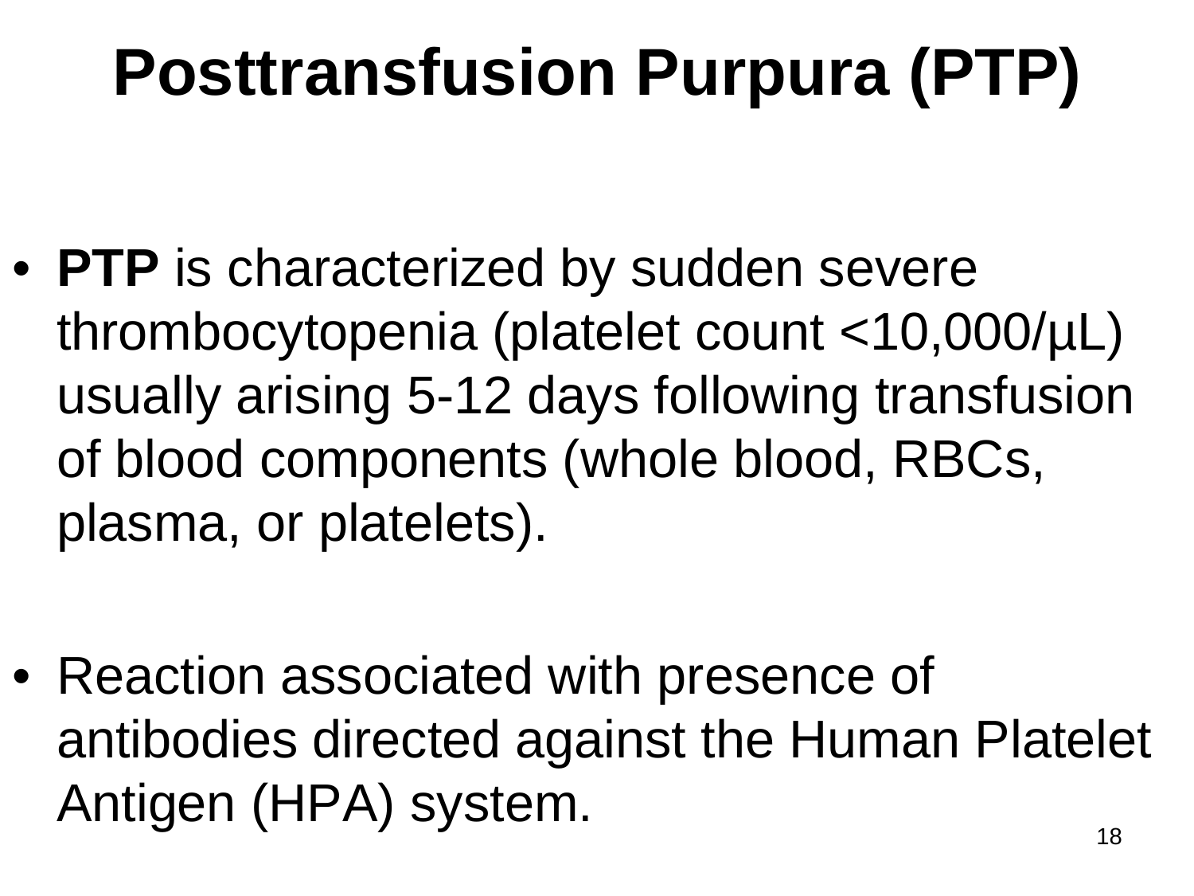# Posttransfusion Purpura (PTP)

- **PTP** is characterized by sudden severe thrombocytopenia (platelet count <10,000/µL) usually arising 5-12 days following transfusion of blood components (whole blood, RBCs, plasma, or platelets).

- Reaction associated with presence of antibodies directed against the Human Platelet Antigen (HPA) system.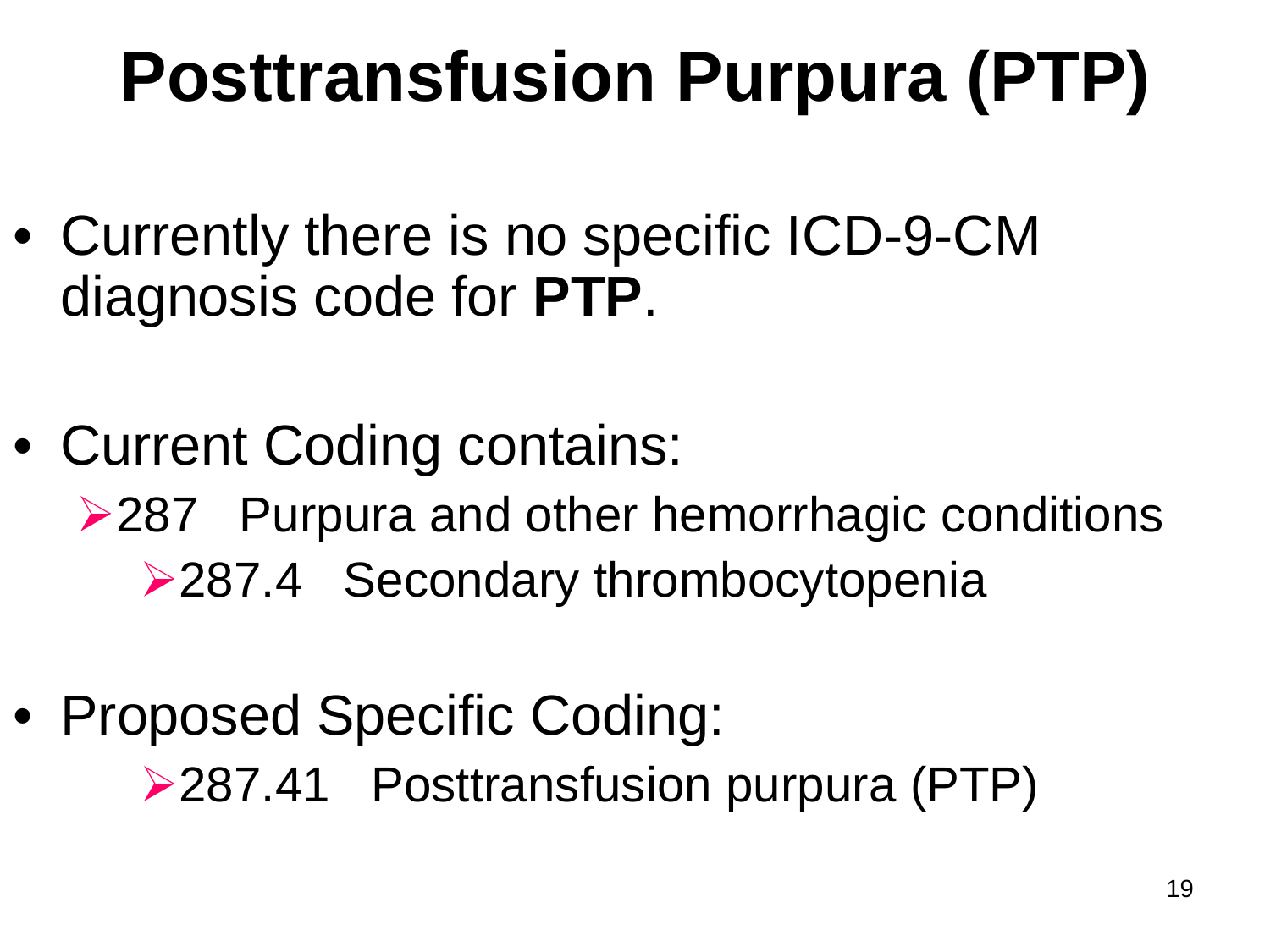# Posttransfusion Purpura (PTP)

- Currently there is no specific ICD-9-CM diagnosis code for **PTP**.

- Current Coding contains:
  - 287 Purpura and other hemorrhagic conditions
    - 287.4 Secondary thrombocytopenia

- Proposed Specific Coding:
    - 287.41 Posttransfusion purpura (PTP)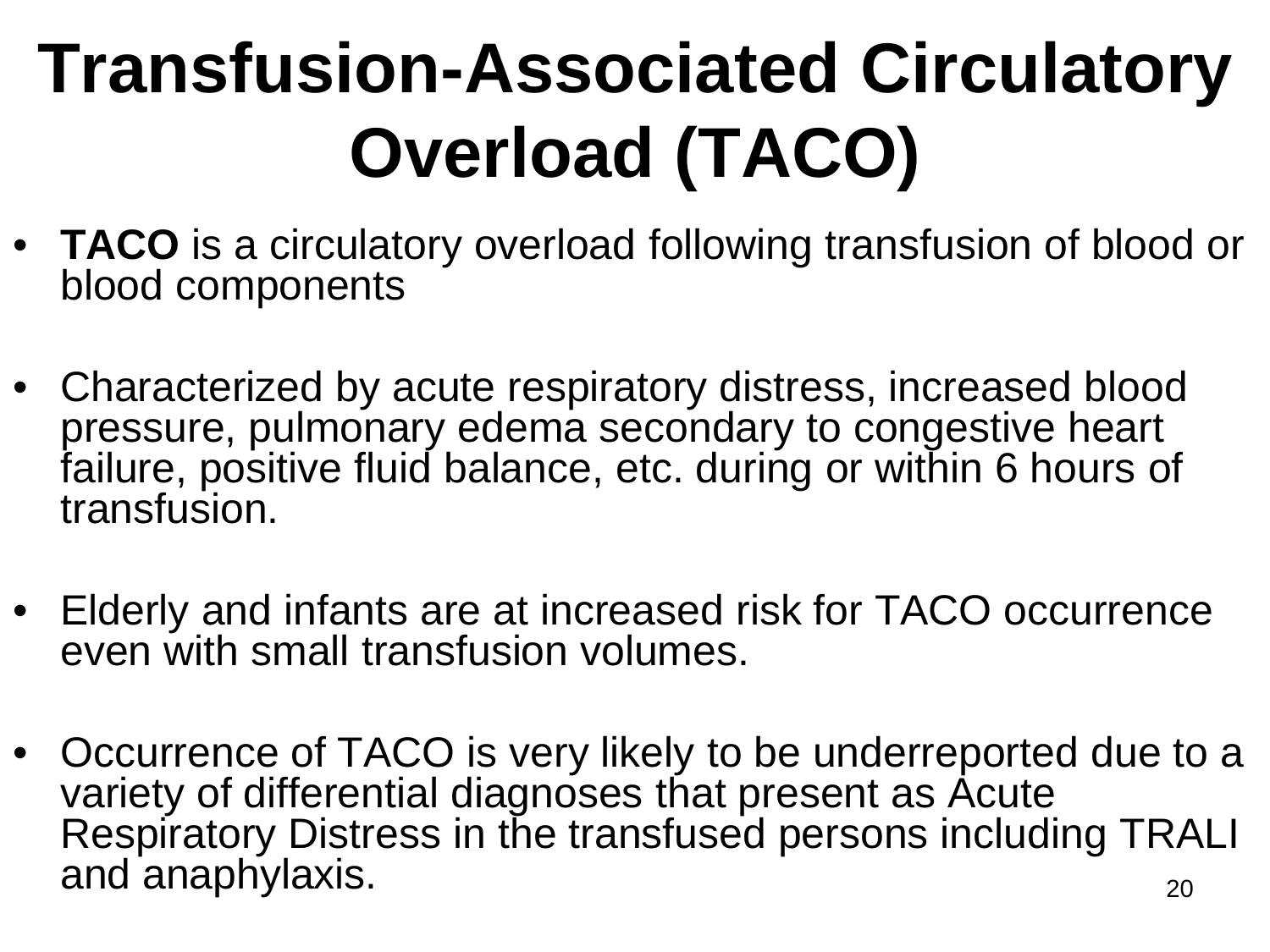# Transfusion-Associated Circulatory Overload (TACO)

- **TACO** is a circulatory overload following transfusion of blood or blood components
- Characterized by acute respiratory distress, increased blood pressure, pulmonary edema secondary to congestive heart failure, positive fluid balance, etc. during or within 6 hours of transfusion.
- Elderly and infants are at increased risk for TACO occurrence even with small transfusion volumes.
- Occurrence of TACO is very likely to be underreported due to a variety of differential diagnoses that present as Acute Respiratory Distress in the transfused persons including TRALI and anaphylaxis.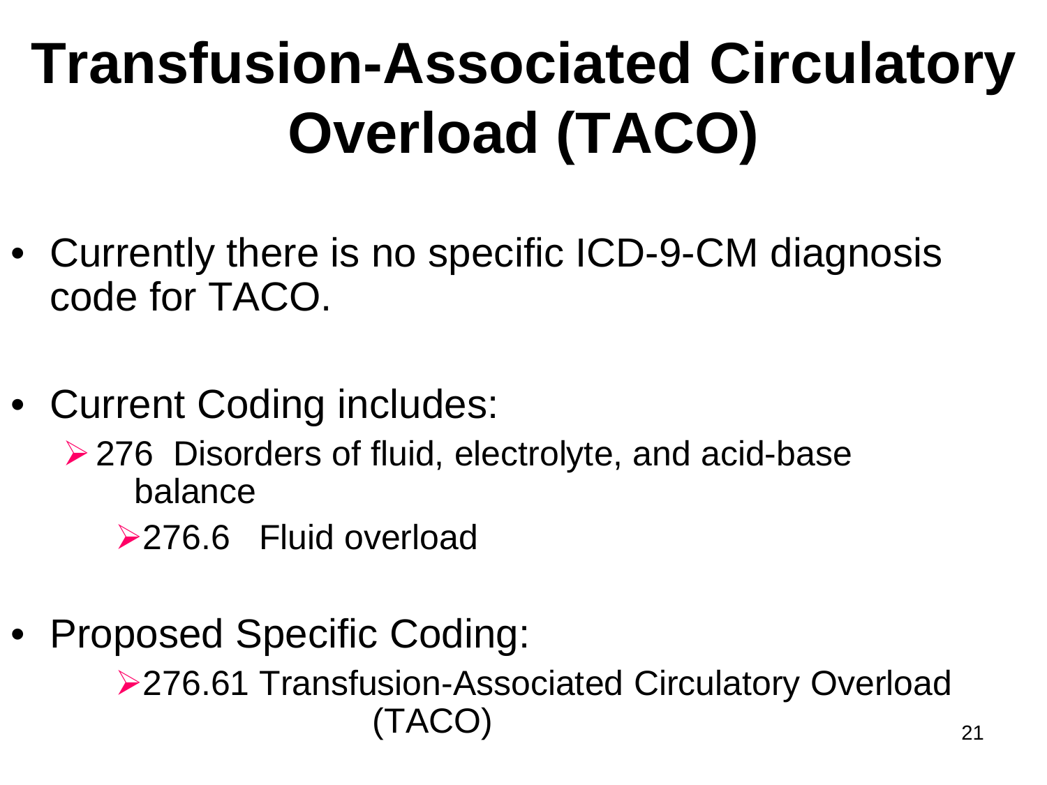# Transfusion-Associated Circulatory Overload (TACO)

- Currently there is no specific ICD-9-CM diagnosis code for TACO.

- Current Coding includes:
  - 276 Disorders of fluid, electrolyte, and acid-base balance
    - 276.6 Fluid overload

- Proposed Specific Coding:
  - 276.61 Transfusion-Associated Circulatory Overload (TACO)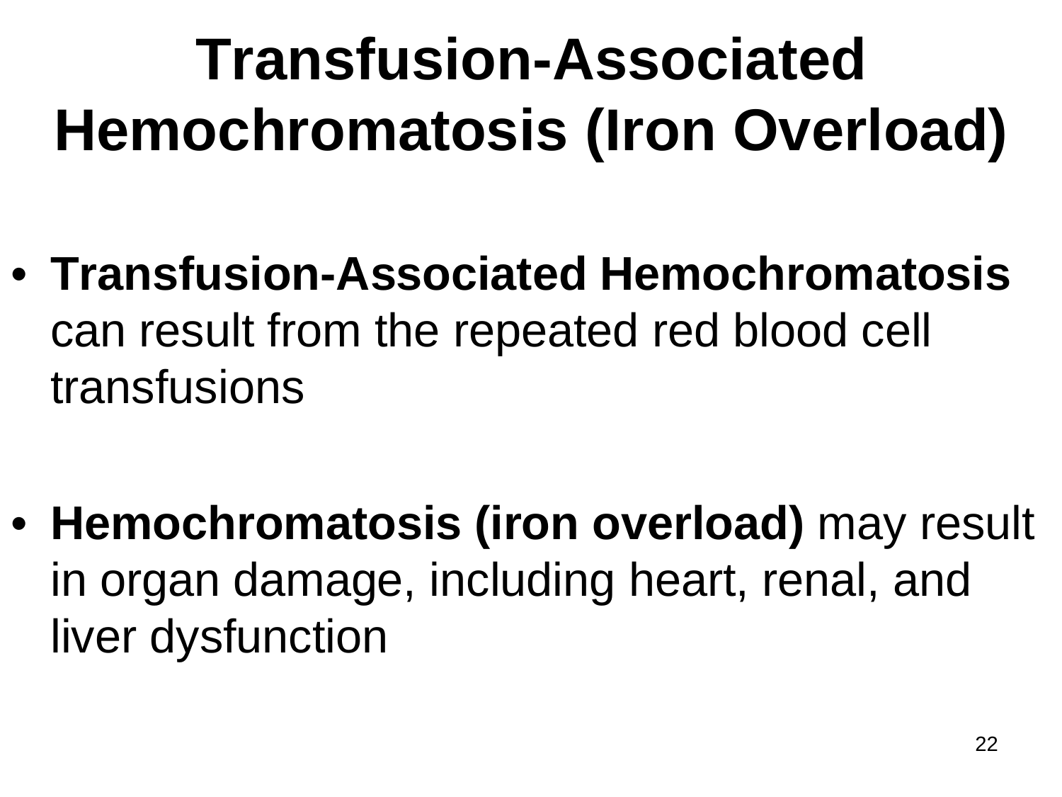# Transfusion-Associated Hemochromatosis (Iron Overload)

- **Transfusion-Associated Hemochromatosis** can result from the repeated red blood cell transfusions

- **Hemochromatosis (iron overload)** may result in organ damage, including heart, renal, and liver dysfunction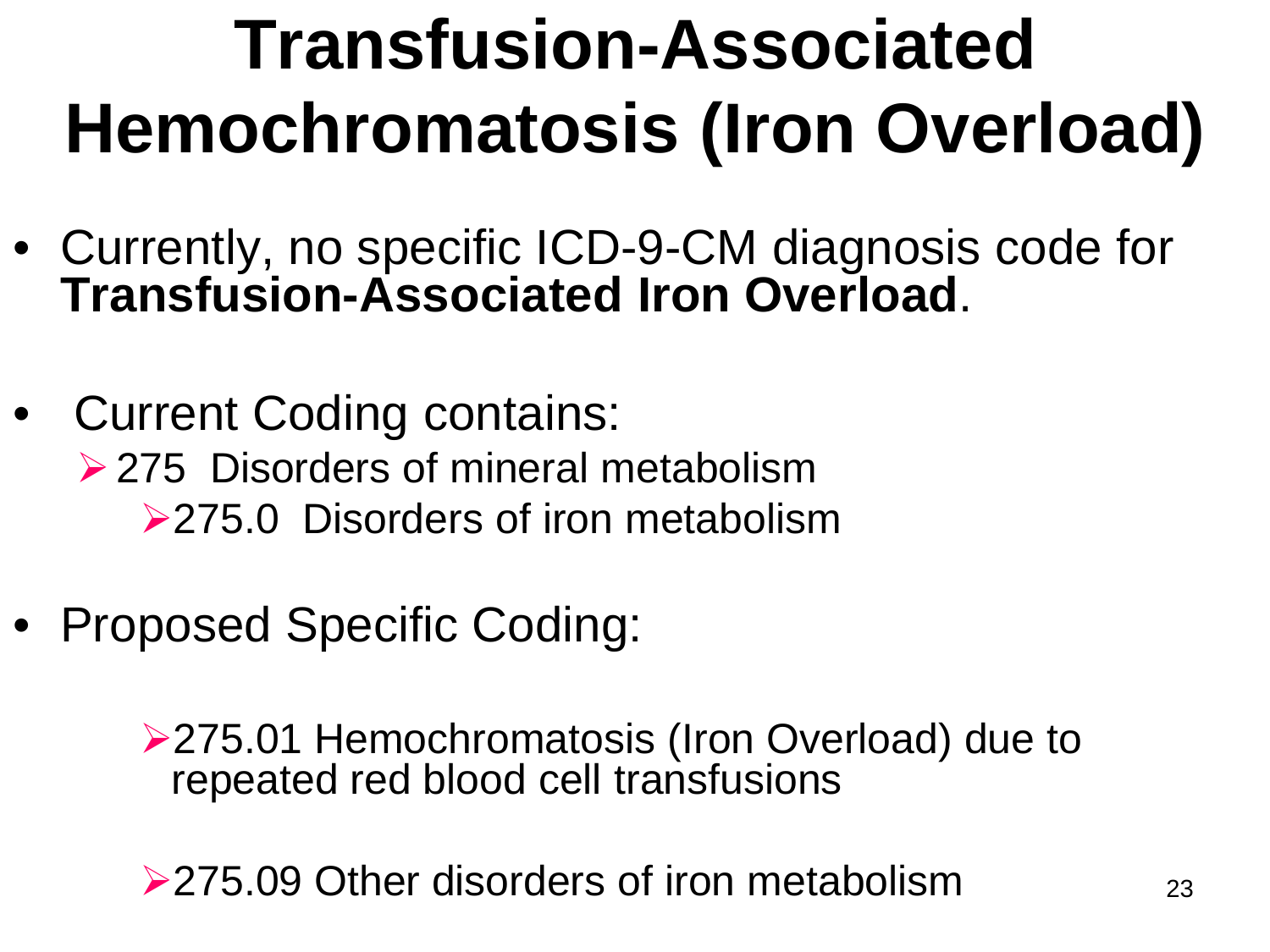# Transfusion-Associated Hemochromatosis (Iron Overload)

- Currently, no specific ICD-9-CM diagnosis code for **Transfusion-Associated Iron Overload**.

- Current Coding contains:
  - 275 Disorders of mineral metabolism
    - 275.0 Disorders of iron metabolism

- Proposed Specific Coding:
  - 275.01 Hemochromatosis (Iron Overload) due to repeated red blood cell transfusions
  - 275.09 Other disorders of iron metabolism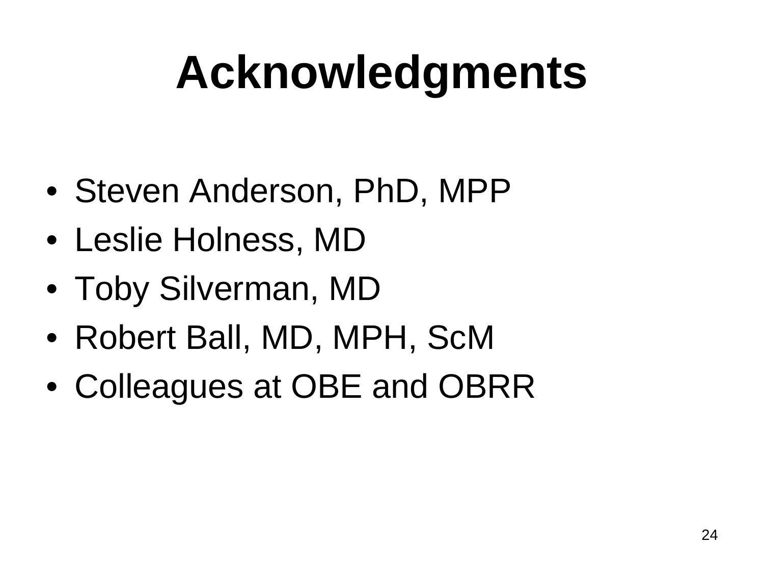# Acknowledgments

- Steven Anderson, PhD, MPP
- Leslie Holness, MD
- Toby Silverman, MD
- Robert Ball, MD, MPH, ScM
- Colleagues at OBE and OBRR